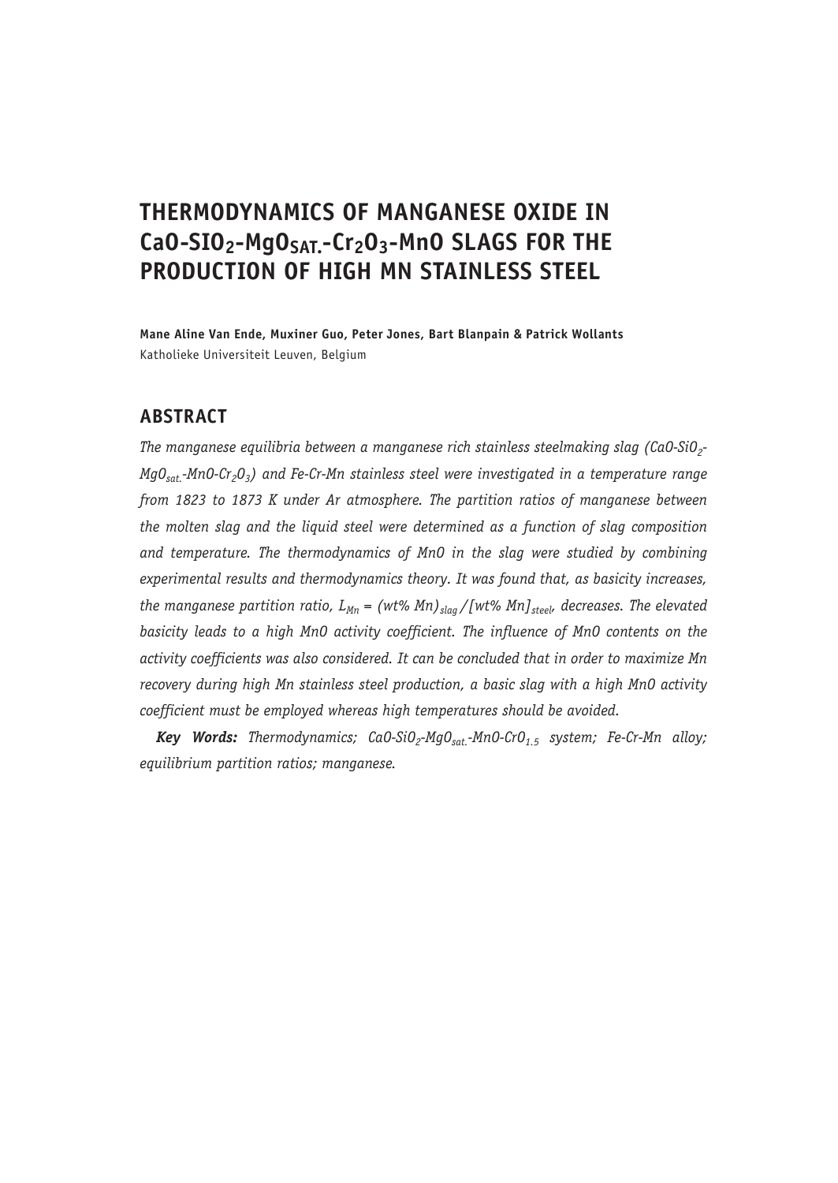# THERMODYNAMICS OF MANGANESE OXIDE IN $CaO$-$SIO_2$-$MgO_{SAT.}$-$Cr_2O_3$-MnO SLAGS FOR THE PRODUCTION OF HIGH MN STAINLESS STEEL

**Mane Aline Van Ende, Muxiner Guo, Peter Jones, Bart Blanpain & Patrick Wollants**
Katholieke Universiteit Leuven, Belgium

## ABSTRACT

*The manganese equilibria between a manganese rich stainless steelmaking slag (CaO-$SiO_2$-$MgO_{sat.}$-MnO-$Cr_2O_3$) and Fe-Cr-Mn stainless steel were investigated in a temperature range from 1823 to 1873 K under Ar atmosphere. The partition ratios of manganese between the molten slag and the liquid steel were determined as a function of slag composition and temperature. The thermodynamics of MnO in the slag were studied by combining experimental results and thermodynamics theory. It was found that, as basicity increases, the manganese partition ratio, $L_{Mn}$ = $(wt\% Mn)_{slag}/[wt\% Mn]_{steel}$, decreases. The elevated basicity leads to a high MnO activity coefficient. The influence of MnO contents on the activity coefficients was also considered. It can be concluded that in order to maximize Mn recovery during high Mn stainless steel production, a basic slag with a high MnO activity coefficient must be employed whereas high temperatures should be avoided.*

***Key Words:*** *Thermodynamics; CaO-$SiO_2$-$MgO_{sat.}$-MnO-$CrO_{1.5}$ system; Fe-Cr-Mn alloy; equilibrium partition ratios; manganese.*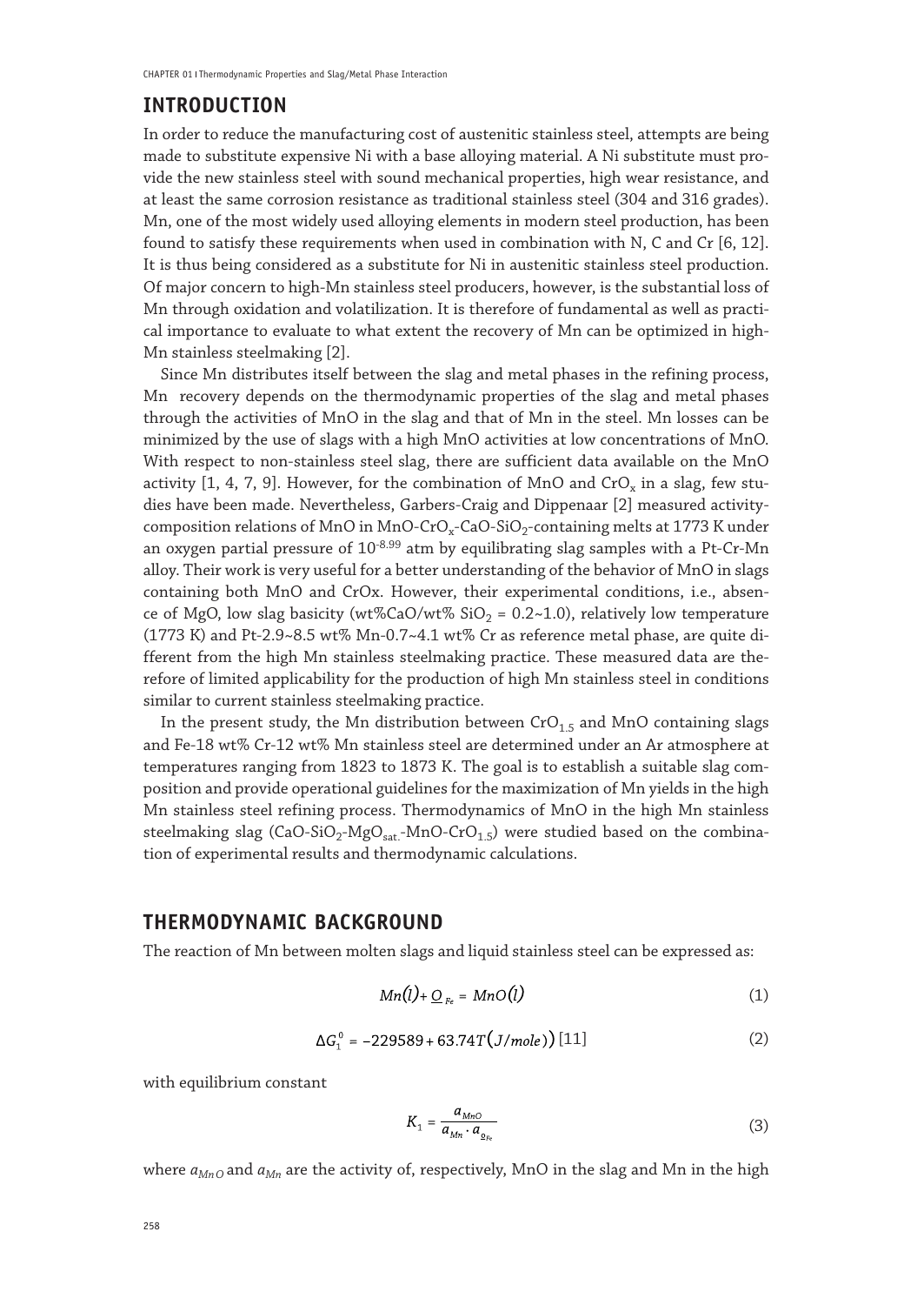## INTRODUCTION

In order to reduce the manufacturing cost of austenitic stainless steel, attempts are being made to substitute expensive Ni with a base alloying material. A Ni substitute must provide the new stainless steel with sound mechanical properties, high wear resistance, and at least the same corrosion resistance as traditional stainless steel (304 and 316 grades). Mn, one of the most widely used alloying elements in modern steel production, has been found to satisfy these requirements when used in combination with N, C and Cr [6, 12]. It is thus being considered as a substitute for Ni in austenitic stainless steel production. Of major concern to high-Mn stainless steel producers, however, is the substantial loss of Mn through oxidation and volatilization. It is therefore of fundamental as well as practical importance to evaluate to what extent the recovery of Mn can be optimized in high-Mn stainless steelmaking [2].

Since Mn distributes itself between the slag and metal phases in the refining process, Mn recovery depends on the thermodynamic properties of the slag and metal phases through the activities of MnO in the slag and that of Mn in the steel. Mn losses can be minimized by the use of slags with a high MnO activities at low concentrations of MnO. With respect to non-stainless steel slag, there are sufficient data available on the MnO activity [1, 4, 7, 9]. However, for the combination of MnO and $CrO_x$ in a slag, few studies have been made. Nevertheless, Garbers-Craig and Dippenaar [2] measured activity-composition relations of MnO in MnO-$CrO_x$-CaO-$SiO_2$-containing melts at 1773 K under an oxygen partial pressure of $10^{-8.99}$ atm by equilibrating slag samples with a Pt-Cr-Mn alloy. Their work is very useful for a better understanding of the behavior of MnO in slags containing both MnO and CrOx. However, their experimental conditions, i.e., absence of MgO, low slag basicity (wt%CaO/wt% $SiO_2$ = 0.2~1.0), relatively low temperature (1773 K) and Pt-2.9~8.5 wt% Mn-0.7~4.1 wt% Cr as reference metal phase, are quite different from the high Mn stainless steelmaking practice. These measured data are therefore of limited applicability for the production of high Mn stainless steel in conditions similar to current stainless steelmaking practice.

In the present study, the Mn distribution between $CrO_{1.5}$ and MnO containing slags and Fe-18 wt% Cr-12 wt% Mn stainless steel are determined under an Ar atmosphere at temperatures ranging from 1823 to 1873 K. The goal is to establish a suitable slag composition and provide operational guidelines for the maximization of Mn yields in the high Mn stainless steel refining process. Thermodynamics of MnO in the high Mn stainless steelmaking slag (CaO-$SiO_2$-$MgO_{sat.}$-MnO-$CrO_{1.5}$) were studied based on the combination of experimental results and thermodynamic calculations.

## THERMODYNAMIC BACKGROUND

The reaction of Mn between molten slags and liquid stainless steel can be expressed as:

$$Mn(l) + \underline{O}_{Fe} = MnO(l) \tag{1}$$

$$\Delta G_1^0 = -229589 + 63.74T\,(J/mole)\ [11] \tag{2}$$

with equilibrium constant

$$K_1 = \frac{a_{MnO}}{a_{Mn} \cdot a_{\underline{O}_{Fe}}} \tag{3}$$

where $a_{MnO}$ and $a_{Mn}$ are the activity of, respectively, MnO in the slag and Mn in the high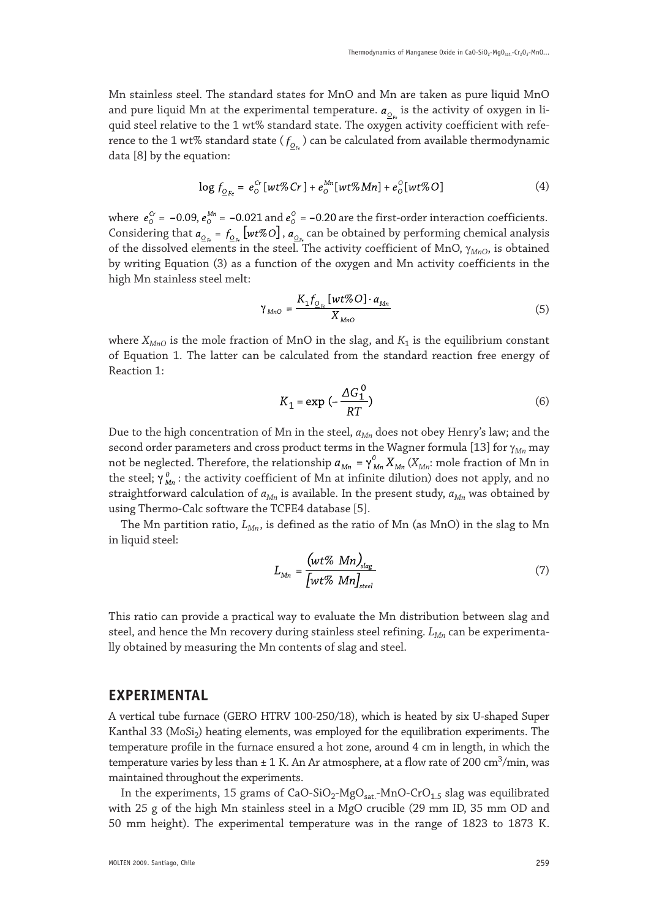Mn stainless steel. The standard states for MnO and Mn are taken as pure liquid MnO and pure liquid Mn at the experimental temperature. $a_{\underline{O}_{Fe}}$ is the activity of oxygen in liquid steel relative to the 1 wt% standard state. The oxygen activity coefficient with reference to the 1 wt% standard state ( $f_{\underline{O}_{Fe}}$ ) can be calculated from available thermodynamic data [8] by the equation:

$$\log f_{\underline{O}_{Fe}} = e_O^{Cr}[wt\%Cr] + e_O^{Mn}[wt\%Mn] + e_O^{O}[wt\%O] \tag{4}$$

where $e_O^{Cr} = -0.09$, $e_O^{Mn} = -0.021$ and $e_O^{O} = -0.20$ are the first-order interaction coefficients. Considering that $a_{\underline{O}_{Fe}} = f_{\underline{O}_{Fe}}[wt\%O]$, $a_{\underline{O}_{Fe}}$ can be obtained by performing chemical analysis of the dissolved elements in the steel. The activity coefficient of MnO, $\gamma_{MnO}$, is obtained by writing Equation (3) as a function of the oxygen and Mn activity coefficients in the high Mn stainless steel melt:

$$\gamma_{MnO} = \frac{K_1 f_{\underline{O}_{Fe}}[wt\%O] \cdot a_{Mn}}{X_{MnO}} \tag{5}$$

where $X_{MnO}$ is the mole fraction of MnO in the slag, and $K_1$ is the equilibrium constant of Equation 1. The latter can be calculated from the standard reaction free energy of Reaction 1:

$$K_1 = \exp\left(-\frac{\Delta G_1^0}{RT}\right) \tag{6}$$

Due to the high concentration of Mn in the steel, $a_{Mn}$ does not obey Henry's law; and the second order parameters and cross product terms in the Wagner formula [13] for $\gamma_{Mn}$ may not be neglected. Therefore, the relationship $a_{Mn} = \gamma_{Mn}^0 X_{Mn}$ ($X_{Mn}$: mole fraction of Mn in the steel; $\gamma_{Mn}^0$ : the activity coefficient of Mn at infinite dilution) does not apply, and no straightforward calculation of $a_{Mn}$ is available. In the present study, $a_{Mn}$ was obtained by using Thermo-Calc software the TCFE4 database [5].

The Mn partition ratio, $L_{Mn}$, is defined as the ratio of Mn (as MnO) in the slag to Mn in liquid steel:

$$L_{Mn} = \frac{(wt\%\ Mn)_{slag}}{[wt\%\ Mn]_{steel}} \tag{7}$$

This ratio can provide a practical way to evaluate the Mn distribution between slag and steel, and hence the Mn recovery during stainless steel refining. $L_{Mn}$ can be experimentally obtained by measuring the Mn contents of slag and steel.

## EXPERIMENTAL

A vertical tube furnace (GERO HTRV 100-250/18), which is heated by six U-shaped Super Kanthal 33 ($MoSi_2$) heating elements, was employed for the equilibration experiments. The temperature profile in the furnace ensured a hot zone, around 4 cm in length, in which the temperature varies by less than ± 1 K. An Ar atmosphere, at a flow rate of 200 $cm^3$/min, was maintained throughout the experiments.

In the experiments, 15 grams of $CaO$-$SiO_2$-$MgO_{sat.}$-$MnO$-$CrO_{1.5}$ slag was equilibrated with 25 g of the high Mn stainless steel in a MgO crucible (29 mm ID, 35 mm OD and 50 mm height). The experimental temperature was in the range of 1823 to 1873 K.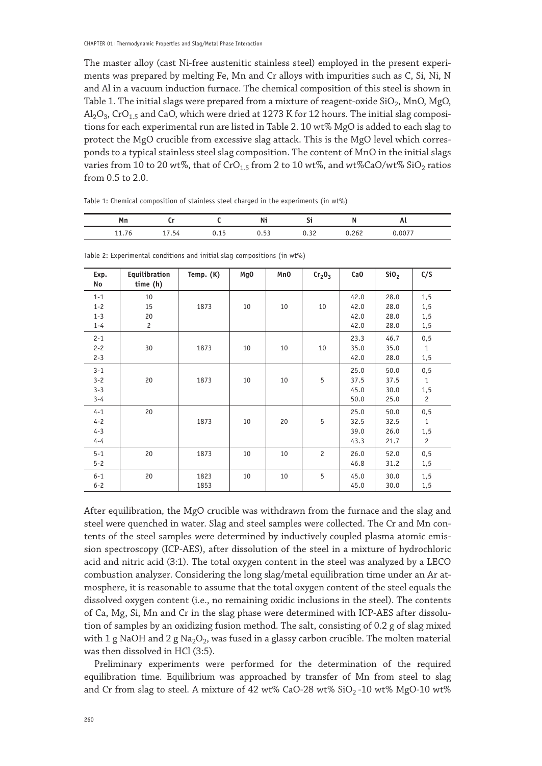The master alloy (cast Ni-free austenitic stainless steel) employed in the present experiments was prepared by melting Fe, Mn and Cr alloys with impurities such as C, Si, Ni, N and Al in a vacuum induction furnace. The chemical composition of this steel is shown in Table 1. The initial slags were prepared from a mixture of reagent-oxide $SiO_2$, MnO, MgO, $Al_2O_3$, $CrO_{1.5}$ and CaO, which were dried at 1273 K for 12 hours. The initial slag compositions for each experimental run are listed in Table 2. 10 wt% MgO is added to each slag to protect the MgO crucible from excessive slag attack. This is the MgO level which corresponds to a typical stainless steel slag composition. The content of MnO in the initial slags varies from 10 to 20 wt%, that of $CrO_{1.5}$ from 2 to 10 wt%, and wt%CaO/wt% $SiO_2$ ratios from 0.5 to 2.0.

Table 1: Chemical composition of stainless steel charged in the experiments (in wt%)

| Mn | Cr | C | Ni | Si | N | Al |
|---|---|---|---|---|---|---|
| 11.76 | 17.54 | 0.15 | 0.53 | 0.32 | 0.262 | 0.0077 |

Table 2: Experimental conditions and initial slag compositions (in wt%)

| Exp. No | Equilibration time (h) | Temp. (K) | MgO | MnO | $Cr_2O_3$ | CaO | $SiO_2$ | C/S |
|---|---|---|---|---|---|---|---|---|
| 1-1 | 10 | 1873 | 10 | 10 | 10 | 42.0 | 28.0 | 1,5 |
| 1-2 | 15 | | | | | 42.0 | 28.0 | 1,5 |
| 1-3 | 20 | | | | | 42.0 | 28.0 | 1,5 |
| 1-4 | 2 | | | | | 42.0 | 28.0 | 1,5 |
| 2-1 | 30 | 1873 | 10 | 10 | 10 | 23.3 | 46.7 | 0,5 |
| 2-2 | | | | | | 35.0 | 35.0 | 1 |
| 2-3 | | | | | | 42.0 | 28.0 | 1,5 |
| 3-1 | 20 | 1873 | 10 | 10 | 5 | 25.0 | 50.0 | 0,5 |
| 3-2 | | | | | | 37.5 | 37.5 | 1 |
| 3-3 | | | | | | 45.0 | 30.0 | 1,5 |
| 3-4 | | | | | | 50.0 | 25.0 | 2 |
| 4-1 | 20 | 1873 | 10 | 20 | 5 | 25.0 | 50.0 | 0,5 |
| 4-2 | | | | | | 32.5 | 32.5 | 1 |
| 4-3 | | | | | | 39.0 | 26.0 | 1,5 |
| 4-4 | | | | | | 43.3 | 21.7 | 2 |
| 5-1 | 20 | 1873 | 10 | 10 | 2 | 26.0 | 52.0 | 0,5 |
| 5-2 | | | | | | 46.8 | 31.2 | 1,5 |
| 6-1 | 20 | 1823 | 10 | 10 | 5 | 45.0 | 30.0 | 1,5 |
| 6-2 | | 1853 | | | | 45.0 | 30.0 | 1,5 |

After equilibration, the MgO crucible was withdrawn from the furnace and the slag and steel were quenched in water. Slag and steel samples were collected. The Cr and Mn contents of the steel samples were determined by inductively coupled plasma atomic emission spectroscopy (ICP-AES), after dissolution of the steel in a mixture of hydrochloric acid and nitric acid (3:1). The total oxygen content in the steel was analyzed by a LECO combustion analyzer. Considering the long slag/metal equilibration time under an Ar atmosphere, it is reasonable to assume that the total oxygen content of the steel equals the dissolved oxygen content (i.e., no remaining oxidic inclusions in the steel). The contents of Ca, Mg, Si, Mn and Cr in the slag phase were determined with ICP-AES after dissolution of samples by an oxidizing fusion method. The salt, consisting of 0.2 g of slag mixed with 1 g NaOH and 2 g $Na_2O_2$, was fused in a glassy carbon crucible. The molten material was then dissolved in HCl (3:5).

Preliminary experiments were performed for the determination of the required equilibration time. Equilibrium was approached by transfer of Mn from steel to slag and Cr from slag to steel. A mixture of 42 wt% CaO-28 wt% $SiO_2$ -10 wt% MgO-10 wt%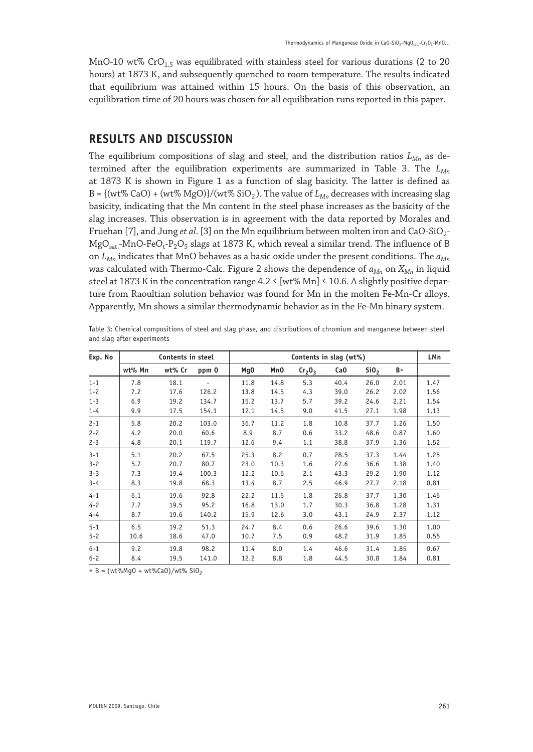MnO-10 wt% $CrO_{1.5}$ was equilibrated with stainless steel for various durations (2 to 20 hours) at 1873 K, and subsequently quenched to room temperature. The results indicated that equilibrium was attained within 15 hours. On the basis of this observation, an equilibration time of 20 hours was chosen for all equilibration runs reported in this paper.

## RESULTS AND DISCUSSION

The equilibrium compositions of slag and steel, and the distribution ratios $L_{Mn}$ as determined after the equilibration experiments are summarized in Table 3. The $L_{Mn}$ at 1873 K is shown in Figure 1 as a function of slag basicity. The latter is defined as B = {(wt% CaO) + (wt% MgO)}/(wt% $SiO_2$). The value of $L_{Mn}$ decreases with increasing slag basicity, indicating that the Mn content in the steel phase increases as the basicity of the slag increases. This observation is in agreement with the data reported by Morales and Fruehan [7], and Jung *et al*. [3] on the Mn equilibrium between molten iron and CaO-$SiO_2$-$MgO_{sat.}$-MnO-$FeO_t$-$P_2O_5$ slags at 1873 K, which reveal a similar trend. The influence of B on $L_{Mn}$ indicates that MnO behaves as a basic oxide under the present conditions. The $a_{Mn}$ was calculated with Thermo-Calc. Figure 2 shows the dependence of $a_{Mn}$ on $X_{Mn}$ in liquid steel at 1873 K in the concentration range 4.2 ≤ [wt% Mn] ≤ 10.6. A slightly positive departure from Raoultian solution behavior was found for Mn in the molten Fe-Mn-Cr alloys. Apparently, Mn shows a similar thermodynamic behavior as in the Fe-Mn binary system.

Table 3: Chemical compositions of steel and slag phase, and distributions of chromium and manganese between steel and slag after experiments

| Exp. No | Contents in steel | | | Contents in slag (wt%) | | | | | | LMn |
|---|---|---|---|---|---|---|---|---|---|---|
| | wt% Mn | wt% Cr | ppm O | MgO | MnO | $Cr_2O_3$ | CaO | $SiO_2$ | B* | |
| 1-1 | 7.8 | 18.1 | - | 11.8 | 14.8 | 5.3 | 40.4 | 26.0 | 2.01 | 1.47 |
| 1-2 | 7.2 | 17.6 | 126.2 | 13.8 | 14.5 | 4.3 | 39.0 | 26.2 | 2.02 | 1.56 |
| 1-3 | 6.9 | 19.2 | 134.7 | 15.2 | 13.7 | 5.7 | 39.2 | 24.6 | 2.21 | 1.54 |
| 1-4 | 9.9 | 17.5 | 154.1 | 12.1 | 14.5 | 9.0 | 41.5 | 27.1 | 1.98 | 1.13 |
| 2-1 | 5.8 | 20.2 | 103.0 | 36.7 | 11.2 | 1.8 | 10.8 | 37.7 | 1.26 | 1.50 |
| 2-2 | 4.2 | 20.0 | 60.6 | 8.9 | 8.7 | 0.6 | 33.2 | 48.6 | 0.87 | 1.60 |
| 2-3 | 4.8 | 20.1 | 119.7 | 12.6 | 9.4 | 1.1 | 38.8 | 37.9 | 1.36 | 1.52 |
| 3-1 | 5.1 | 20.2 | 67.5 | 25.3 | 8.2 | 0.7 | 28.5 | 37.3 | 1.44 | 1.25 |
| 3-2 | 5.7 | 20.7 | 80.7 | 23.0 | 10.3 | 1.6 | 27.6 | 36.6 | 1.38 | 1.40 |
| 3-3 | 7.3 | 19.4 | 100.3 | 12.2 | 10.6 | 2.1 | 43.3 | 29.2 | 1.90 | 1.12 |
| 3-4 | 8.3 | 19.8 | 68.3 | 13.4 | 8.7 | 2.5 | 46.9 | 27.7 | 2.18 | 0.81 |
| 4-1 | 6.1 | 19.6 | 92.8 | 22.2 | 11.5 | 1.8 | 26.8 | 37.7 | 1.30 | 1.46 |
| 4-2 | 7.7 | 19.5 | 95.2 | 16.8 | 13.0 | 1.7 | 30.3 | 36.8 | 1.28 | 1.31 |
| 4-4 | 8.7 | 19.6 | 140.2 | 15.9 | 12.6 | 3.0 | 43.1 | 24.9 | 2.37 | 1.12 |
| 5-1 | 6.5 | 19.2 | 51.3 | 24.7 | 8.4 | 0.6 | 26.6 | 39.6 | 1.30 | 1.00 |
| 5-2 | 10.6 | 18.6 | 47.0 | 10.7 | 7.5 | 0.9 | 48.2 | 31.9 | 1.85 | 0.55 |
| 6-1 | 9.2 | 19.8 | 98.2 | 11.4 | 8.0 | 1.4 | 46.6 | 31.4 | 1.85 | 0.67 |
| 6-2 | 8.4 | 19.5 | 141.0 | 12.2 | 8.8 | 1.8 | 44.5 | 30.8 | 1.84 | 0.81 |

* B = (wt%MgO + wt%CaO)/wt% $SiO_2$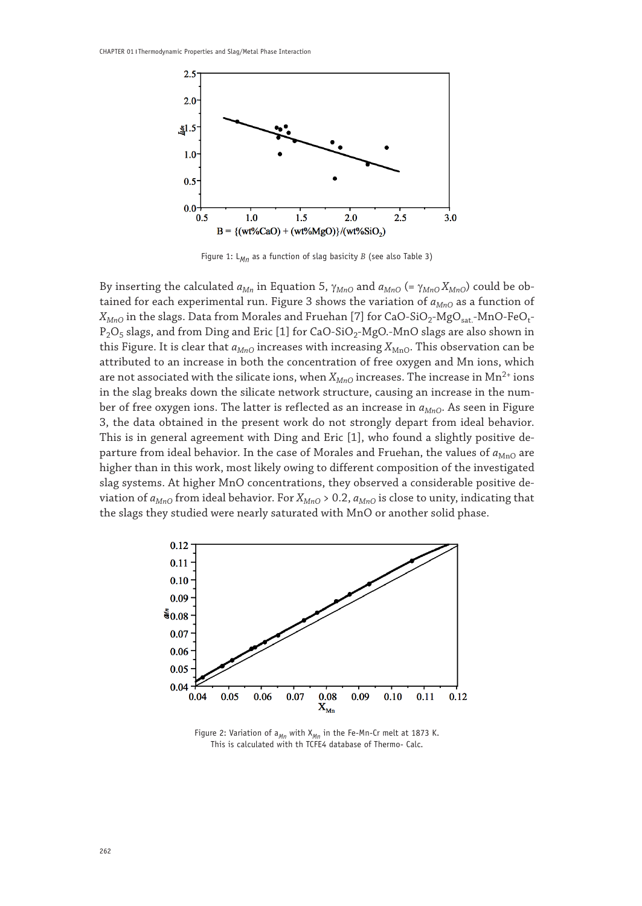Figure 1: $L_{Mn}$ as a function of slag basicity $B$ (see also Table 3)

By inserting the calculated $a_{Mn}$ in Equation 5, $\gamma_{MnO}$ and $a_{MnO}$ (= $\gamma_{MnO} X_{MnO}$) could be obtained for each experimental run. Figure 3 shows the variation of $a_{MnO}$ as a function of $X_{MnO}$ in the slags. Data from Morales and Fruehan [7] for CaO-$SiO_2$-$MgO_{sat.}$-MnO-$FeO_t$-$P_2O_5$ slags, and from Ding and Eric [1] for CaO-$SiO_2$-MgO.-MnO slags are also shown in this Figure. It is clear that $a_{MnO}$ increases with increasing $X_{MnO}$. This observation can be attributed to an increase in both the concentration of free oxygen and Mn ions, which are not associated with the silicate ions, when $X_{MnO}$ increases. The increase in $Mn^{2+}$ ions in the slag breaks down the silicate network structure, causing an increase in the number of free oxygen ions. The latter is reflected as an increase in $a_{MnO}$. As seen in Figure 3, the data obtained in the present work do not strongly depart from ideal behavior. This is in general agreement with Ding and Eric [1], who found a slightly positive departure from ideal behavior. In the case of Morales and Fruehan, the values of $a_{MnO}$ are higher than in this work, most likely owing to different composition of the investigated slag systems. At higher MnO concentrations, they observed a considerable positive deviation of $a_{MnO}$ from ideal behavior. For $X_{MnO} > 0.2$, $a_{MnO}$ is close to unity, indicating that the slags they studied were nearly saturated with MnO or another solid phase.

Figure 2: Variation of $a_{Mn}$ with $X_{Mn}$ in the Fe-Mn-Cr melt at 1873 K. This is calculated with th TCFE4 database of Thermo- Calc.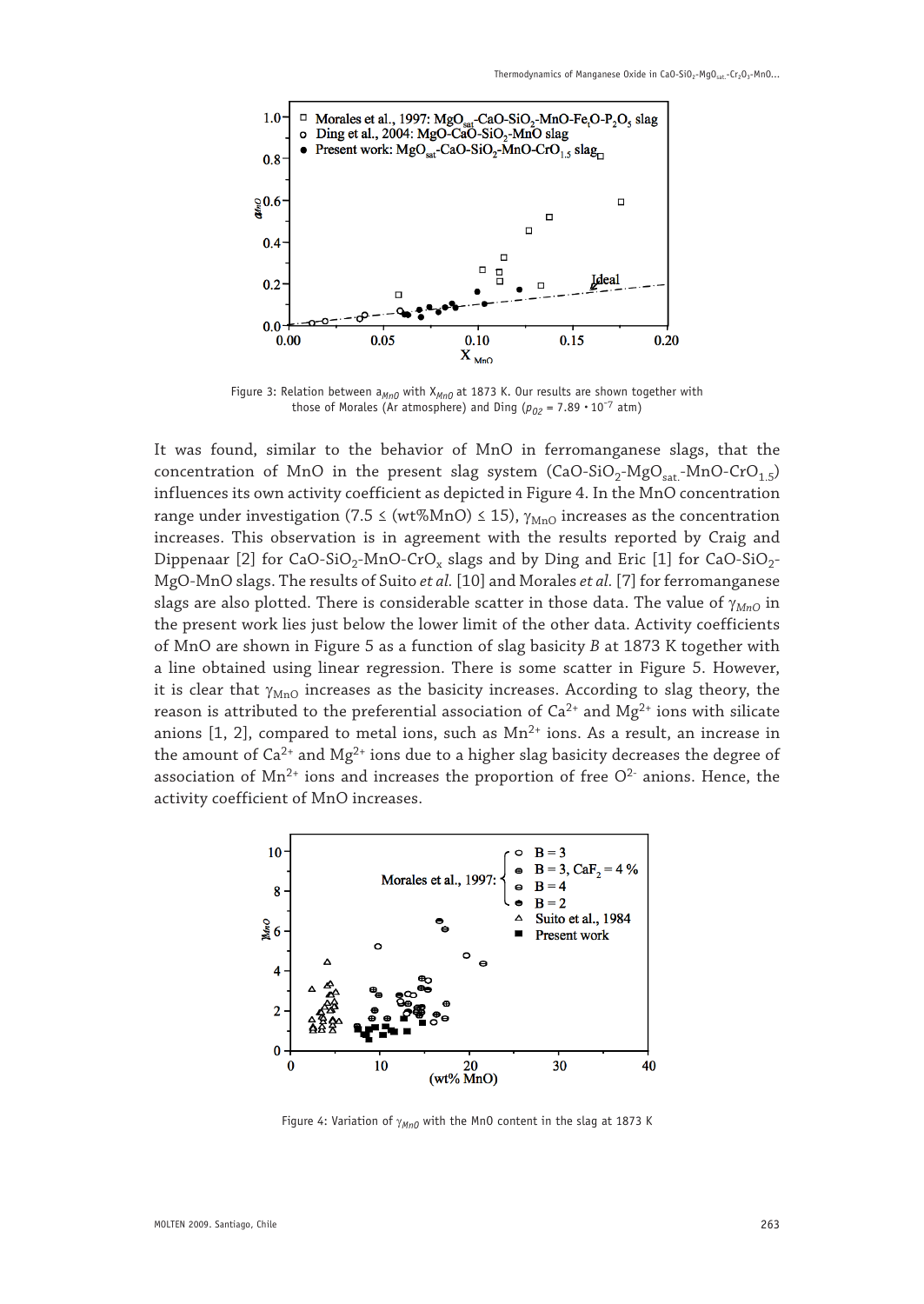Figure 3: Relation between $a_{MnO}$ with $X_{MnO}$ at 1873 K. Our results are shown together with those of Morales (Ar atmosphere) and Ding ($p_{O2}$ = 7.89 · $10^{-7}$ atm)

It was found, similar to the behavior of MnO in ferromanganese slags, that the concentration of MnO in the present slag system ($CaO$-$SiO_2$-$MgO_{sat.}$-$MnO$-$CrO_{1.5}$) influences its own activity coefficient as depicted in Figure 4. In the MnO concentration range under investigation (7.5 ≤ (wt%MnO) ≤ 15), $\gamma_{MnO}$ increases as the concentration increases. This observation is in agreement with the results reported by Craig and Dippenaar [2] for $CaO$-$SiO_2$-$MnO$-$CrO_x$ slags and by Ding and Eric [1] for $CaO$-$SiO_2$-$MgO$-$MnO$ slags. The results of Suito *et al.* [10] and Morales *et al.* [7] for ferromanganese slags are also plotted. There is considerable scatter in those data. The value of $\gamma_{MnO}$ in the present work lies just below the lower limit of the other data. Activity coefficients of MnO are shown in Figure 5 as a function of slag basicity *B* at 1873 K together with a line obtained using linear regression. There is some scatter in Figure 5. However, it is clear that $\gamma_{MnO}$ increases as the basicity increases. According to slag theory, the reason is attributed to the preferential association of $Ca^{2+}$ and $Mg^{2+}$ ions with silicate anions [1, 2], compared to metal ions, such as $Mn^{2+}$ ions. As a result, an increase in the amount of $Ca^{2+}$ and $Mg^{2+}$ ions due to a higher slag basicity decreases the degree of association of $Mn^{2+}$ ions and increases the proportion of free $O^{2-}$ anions. Hence, the activity coefficient of MnO increases.

Figure 4: Variation of $\gamma_{MnO}$ with the MnO content in the slag at 1873 K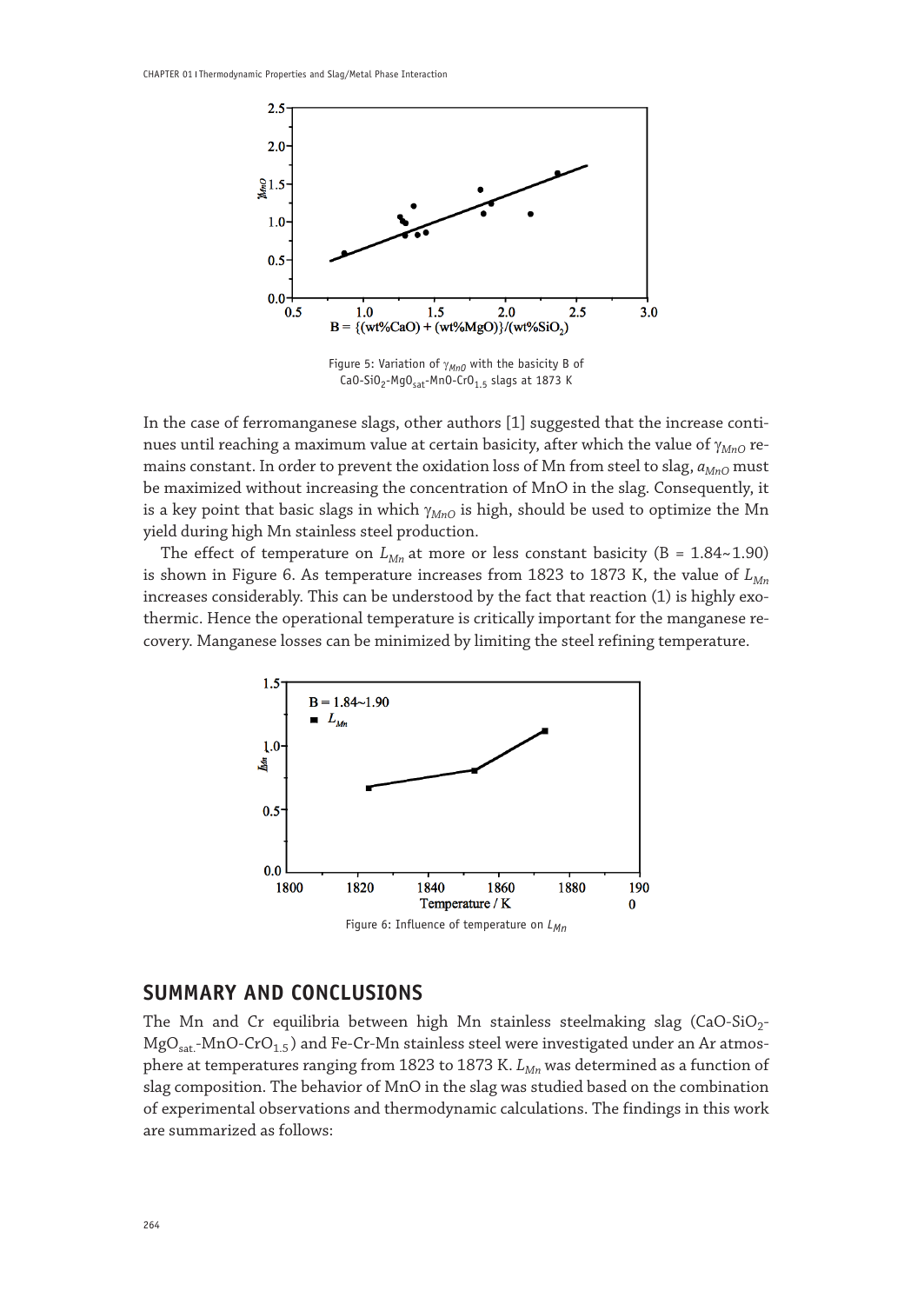Figure 5: Variation of $\gamma_{MnO}$ with the basicity B of $CaO$-$SiO_2$-$MgO_{sat}$-$MnO$-$CrO_{1.5}$ slags at 1873 K

In the case of ferromanganese slags, other authors [1] suggested that the increase continues until reaching a maximum value at certain basicity, after which the value of $\gamma_{MnO}$ remains constant. In order to prevent the oxidation loss of Mn from steel to slag, $a_{MnO}$ must be maximized without increasing the concentration of MnO in the slag. Consequently, it is a key point that basic slags in which $\gamma_{MnO}$ is high, should be used to optimize the Mn yield during high Mn stainless steel production.

The effect of temperature on $L_{Mn}$ at more or less constant basicity (B = 1.84~1.90) is shown in Figure 6. As temperature increases from 1823 to 1873 K, the value of $L_{Mn}$ increases considerably. This can be understood by the fact that reaction (1) is highly exothermic. Hence the operational temperature is critically important for the manganese recovery. Manganese losses can be minimized by limiting the steel refining temperature.

Figure 6: Influence of temperature on $L_{Mn}$

## SUMMARY AND CONCLUSIONS

The Mn and Cr equilibria between high Mn stainless steelmaking slag ($CaO$-$SiO_2$-$MgO_{sat.}$-$MnO$-$CrO_{1.5}$) and Fe-Cr-Mn stainless steel were investigated under an Ar atmosphere at temperatures ranging from 1823 to 1873 K. $L_{Mn}$ was determined as a function of slag composition. The behavior of MnO in the slag was studied based on the combination of experimental observations and thermodynamic calculations. The findings in this work are summarized as follows: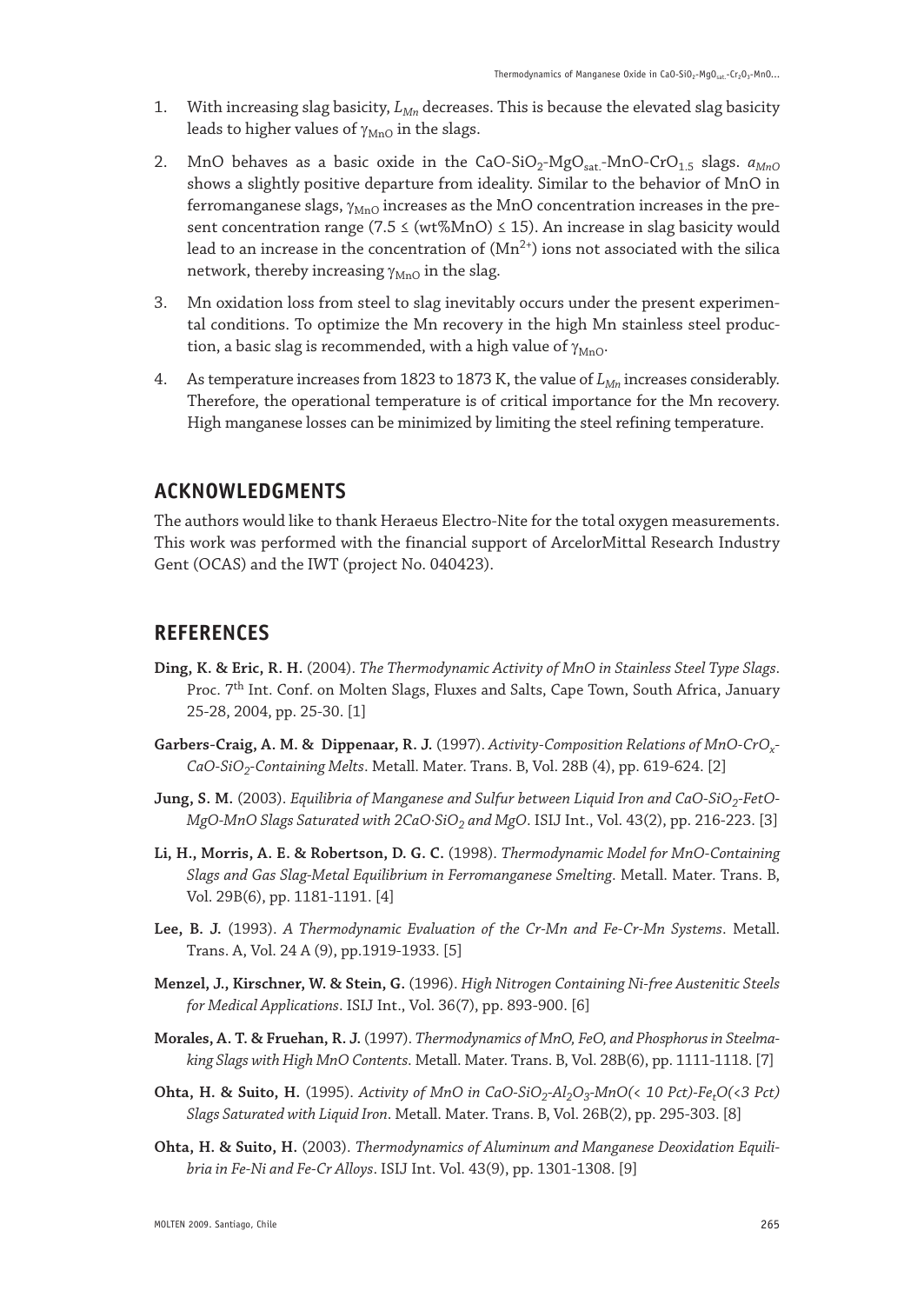1. With increasing slag basicity, $L_{Mn}$ decreases. This is because the elevated slag basicity leads to higher values of $\gamma_{MnO}$ in the slags.
2. MnO behaves as a basic oxide in the $CaO$-$SiO_2$-$MgO_{sat.}$-$MnO$-$CrO_{1.5}$ slags. $a_{MnO}$ shows a slightly positive departure from ideality. Similar to the behavior of MnO in ferromanganese slags, $\gamma_{MnO}$ increases as the MnO concentration increases in the present concentration range ($7.5 \leq$ (wt%MnO) $\leq 15$). An increase in slag basicity would lead to an increase in the concentration of ($Mn^{2+}$) ions not associated with the silica network, thereby increasing $\gamma_{MnO}$ in the slag.
3. Mn oxidation loss from steel to slag inevitably occurs under the present experimental conditions. To optimize the Mn recovery in the high Mn stainless steel production, a basic slag is recommended, with a high value of $\gamma_{MnO}$.
4. As temperature increases from 1823 to 1873 K, the value of $L_{Mn}$ increases considerably. Therefore, the operational temperature is of critical importance for the Mn recovery. High manganese losses can be minimized by limiting the steel refining temperature.

## ACKNOWLEDGMENTS

The authors would like to thank Heraeus Electro-Nite for the total oxygen measurements. This work was performed with the financial support of ArcelorMittal Research Industry Gent (OCAS) and the IWT (project No. 040423).

## REFERENCES

**Ding, K. & Eric, R. H.** (2004). *The Thermodynamic Activity of MnO in Stainless Steel Type Slags*. Proc. 7th Int. Conf. on Molten Slags, Fluxes and Salts, Cape Town, South Africa, January 25-28, 2004, pp. 25-30. [1]

**Garbers-Craig, A. M. & Dippenaar, R. J.** (1997). *Activity-Composition Relations of MnO-$CrO_x$-CaO-$SiO_2$-Containing Melts*. Metall. Mater. Trans. B, Vol. 28B (4), pp. 619-624. [2]

**Jung, S. M.** (2003). *Equilibria of Manganese and Sulfur between Liquid Iron and CaO-$SiO_2$-FetO-MgO-MnO Slags Saturated with 2CaO·$SiO_2$ and MgO*. ISIJ Int., Vol. 43(2), pp. 216-223. [3]

**Li, H., Morris, A. E. & Robertson, D. G. C.** (1998). *Thermodynamic Model for MnO-Containing Slags and Gas Slag-Metal Equilibrium in Ferromanganese Smelting*. Metall. Mater. Trans. B, Vol. 29B(6), pp. 1181-1191. [4]

**Lee, B. J.** (1993). *A Thermodynamic Evaluation of the Cr-Mn and Fe-Cr-Mn Systems*. Metall. Trans. A, Vol. 24 A (9), pp.1919-1933. [5]

**Menzel, J., Kirschner, W. & Stein, G.** (1996). *High Nitrogen Containing Ni-free Austenitic Steels for Medical Applications*. ISIJ Int., Vol. 36(7), pp. 893-900. [6]

**Morales, A. T. & Fruehan, R. J.** (1997). *Thermodynamics of MnO, FeO, and Phosphorus in Steelmaking Slags with High MnO Contents*. Metall. Mater. Trans. B, Vol. 28B(6), pp. 1111-1118. [7]

**Ohta, H. & Suito, H.** (1995). *Activity of MnO in CaO-$SiO_2$-$Al_2O_3$-MnO(< 10 Pct)-$Fe_tO$(<3 Pct) Slags Saturated with Liquid Iron*. Metall. Mater. Trans. B, Vol. 26B(2), pp. 295-303. [8]

**Ohta, H. & Suito, H.** (2003). *Thermodynamics of Aluminum and Manganese Deoxidation Equilibria in Fe-Ni and Fe-Cr Alloys*. ISIJ Int. Vol. 43(9), pp. 1301-1308. [9]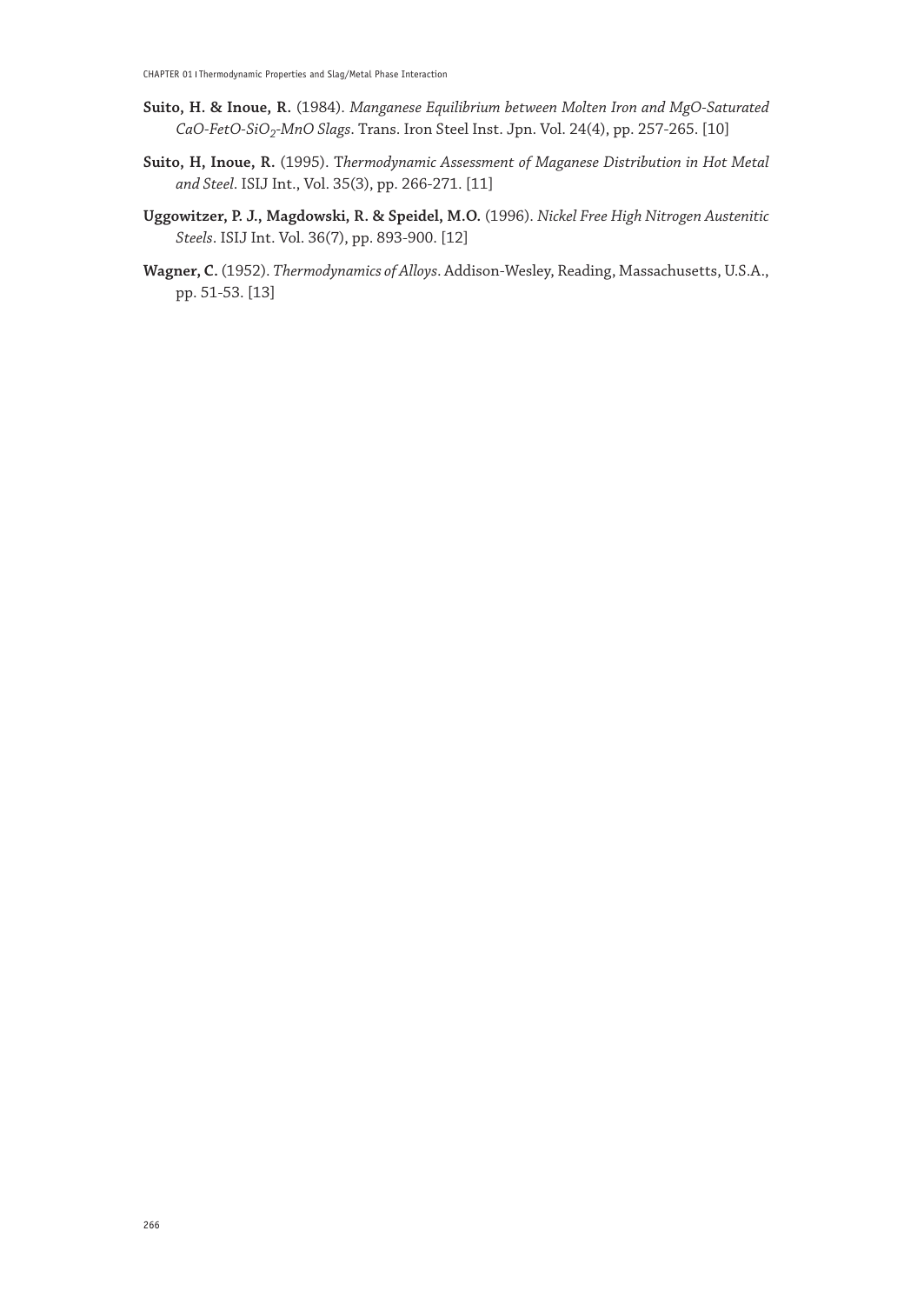**Suito, H. & Inoue, R.** (1984). *Manganese Equilibrium between Molten Iron and MgO-Saturated CaO-FetO-$SiO_2$-MnO Slags*. Trans. Iron Steel Inst. Jpn. Vol. 24(4), pp. 257-265. [10]

**Suito, H, Inoue, R.** (1995). *Thermodynamic Assessment of Maganese Distribution in Hot Metal and Steel*. ISIJ Int., Vol. 35(3), pp. 266-271. [11]

**Uggowitzer, P. J., Magdowski, R. & Speidel, M.O.** (1996). *Nickel Free High Nitrogen Austenitic Steels*. ISIJ Int. Vol. 36(7), pp. 893-900. [12]

**Wagner, C.** (1952). *Thermodynamics of Alloys*. Addison-Wesley, Reading, Massachusetts, U.S.A., pp. 51-53. [13]